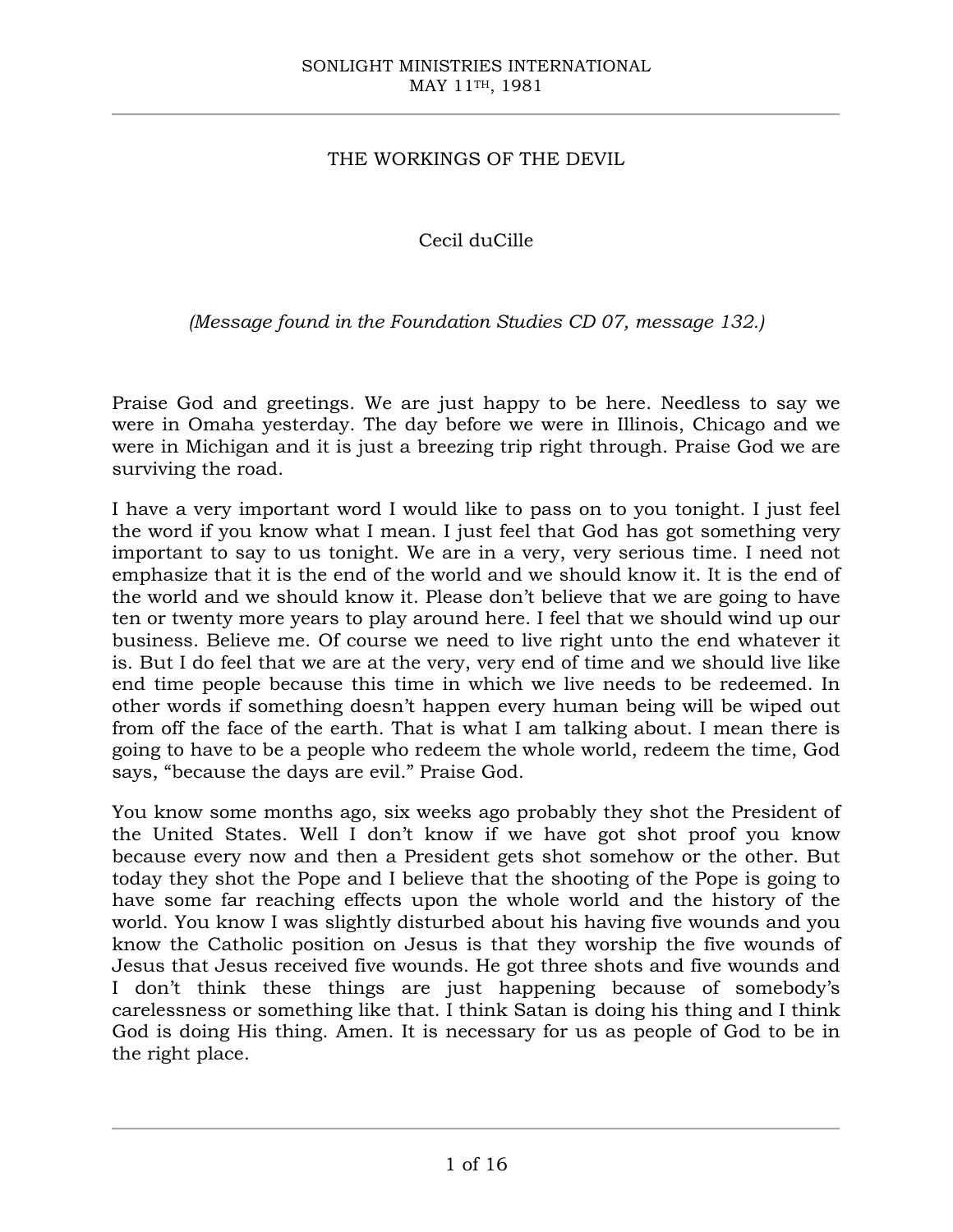# THE WORKINGS OF THE DEVIL

Cecil duCille

*(Message found in the Foundation Studies CD 07, message 132.)*

Praise God and greetings. We are just happy to be here. Needless to say we were in Omaha yesterday. The day before we were in Illinois, Chicago and we were in Michigan and it is just a breezing trip right through. Praise God we are surviving the road.

I have a very important word I would like to pass on to you tonight. I just feel the word if you know what I mean. I just feel that God has got something very important to say to us tonight. We are in a very, very serious time. I need not emphasize that it is the end of the world and we should know it. It is the end of the world and we should know it. Please don't believe that we are going to have ten or twenty more years to play around here. I feel that we should wind up our business. Believe me. Of course we need to live right unto the end whatever it is. But I do feel that we are at the very, very end of time and we should live like end time people because this time in which we live needs to be redeemed. In other words if something doesn't happen every human being will be wiped out from off the face of the earth. That is what I am talking about. I mean there is going to have to be a people who redeem the whole world, redeem the time, God says, "because the days are evil." Praise God.

You know some months ago, six weeks ago probably they shot the President of the United States. Well I don't know if we have got shot proof you know because every now and then a President gets shot somehow or the other. But today they shot the Pope and I believe that the shooting of the Pope is going to have some far reaching effects upon the whole world and the history of the world. You know I was slightly disturbed about his having five wounds and you know the Catholic position on Jesus is that they worship the five wounds of Jesus that Jesus received five wounds. He got three shots and five wounds and I don't think these things are just happening because of somebody's carelessness or something like that. I think Satan is doing his thing and I think God is doing His thing. Amen. It is necessary for us as people of God to be in the right place.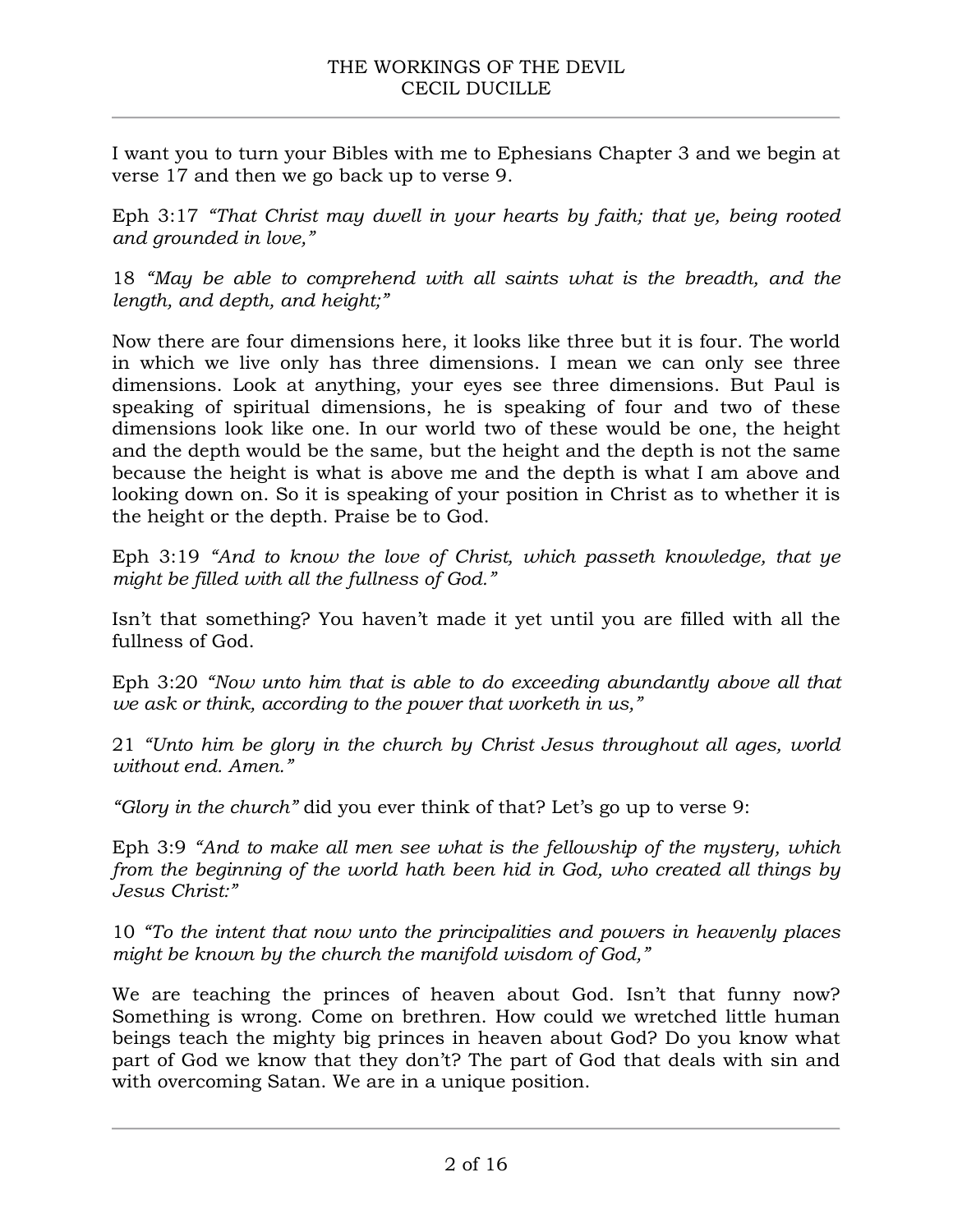I want you to turn your Bibles with me to Ephesians Chapter 3 and we begin at verse 17 and then we go back up to verse 9.

Eph 3:17 *"That Christ may dwell in your hearts by faith; that ye, being rooted and grounded in love,"*

18 *"May be able to comprehend with all saints what is the breadth, and the length, and depth, and height;"*

Now there are four dimensions here, it looks like three but it is four. The world in which we live only has three dimensions. I mean we can only see three dimensions. Look at anything, your eyes see three dimensions. But Paul is speaking of spiritual dimensions, he is speaking of four and two of these dimensions look like one. In our world two of these would be one, the height and the depth would be the same, but the height and the depth is not the same because the height is what is above me and the depth is what I am above and looking down on. So it is speaking of your position in Christ as to whether it is the height or the depth. Praise be to God.

Eph 3:19 *"And to know the love of Christ, which passeth knowledge, that ye might be filled with all the fullness of God."*

Isn't that something? You haven't made it yet until you are filled with all the fullness of God.

Eph 3:20 *"Now unto him that is able to do exceeding abundantly above all that we ask or think, according to the power that worketh in us,"*

21 *"Unto him be glory in the church by Christ Jesus throughout all ages, world without end. Amen."*

*"Glory in the church"* did you ever think of that? Let's go up to verse 9:

Eph 3:9 *"And to make all men see what is the fellowship of the mystery, which from the beginning of the world hath been hid in God, who created all things by Jesus Christ:"*

10 *"To the intent that now unto the principalities and powers in heavenly places might be known by the church the manifold wisdom of God,"*

We are teaching the princes of heaven about God. Isn't that funny now? Something is wrong. Come on brethren. How could we wretched little human beings teach the mighty big princes in heaven about God? Do you know what part of God we know that they don't? The part of God that deals with sin and with overcoming Satan. We are in a unique position.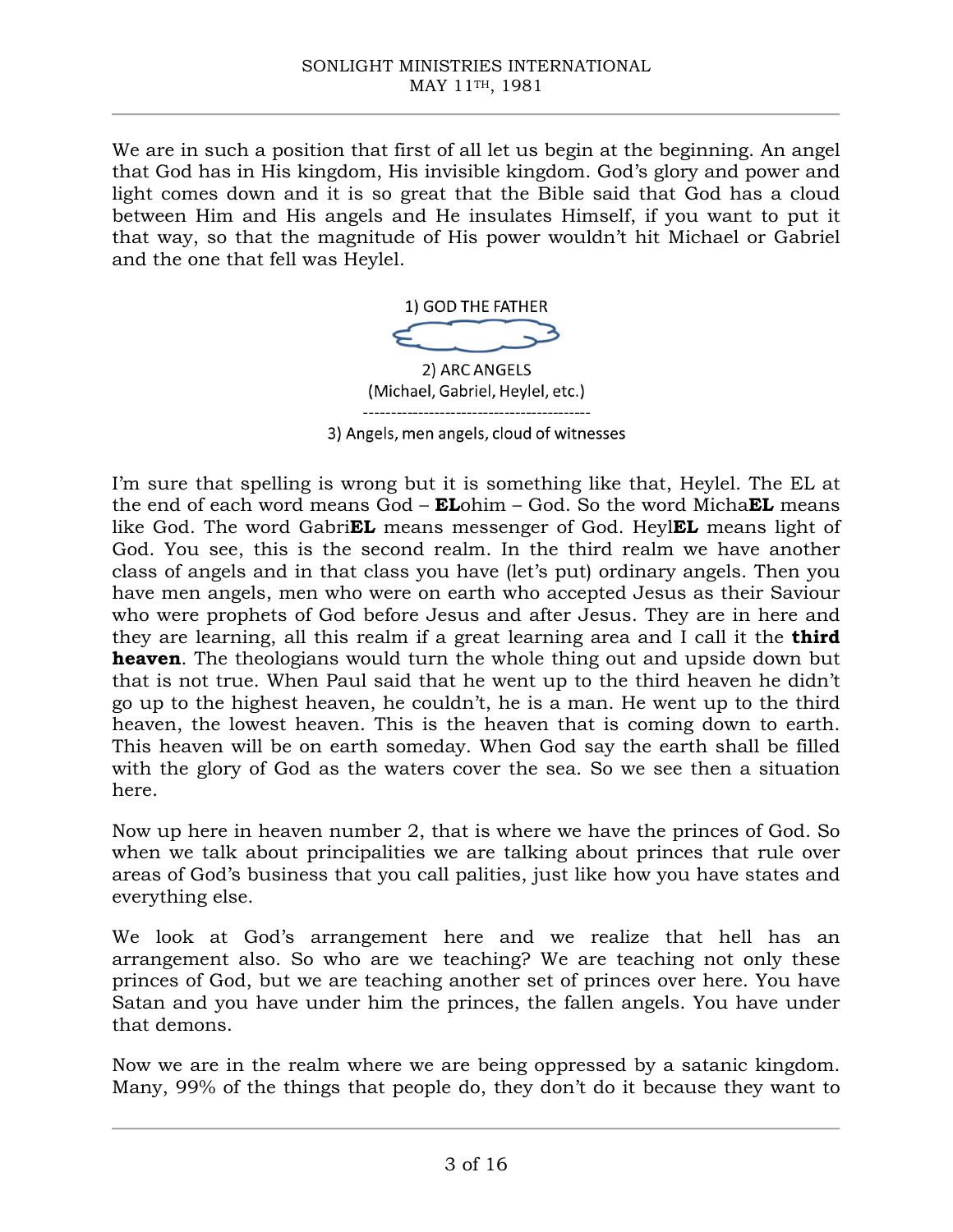We are in such a position that first of all let us begin at the beginning. An angel that God has in His kingdom, His invisible kingdom. God's glory and power and light comes down and it is so great that the Bible said that God has a cloud between Him and His angels and He insulates Himself, if you want to put it that way, so that the magnitude of His power wouldn't hit Michael or Gabriel and the one that fell was Heylel.

1) GOD THE FATHER

2) ARC ANGELS
(Michael, Gabriel, Heylel, etc.)

------------------------------------------

3) Angels, men angels, cloud of witnesses

I'm sure that spelling is wrong but it is something like that, Heylel. The EL at the end of each word means God – **EL**ohim – God. So the word Micha**EL** means like God. The word Gabri**EL** means messenger of God. Heyl**EL** means light of God. You see, this is the second realm. In the third realm we have another class of angels and in that class you have (let's put) ordinary angels. Then you have men angels, men who were on earth who accepted Jesus as their Saviour who were prophets of God before Jesus and after Jesus. They are in here and they are learning, all this realm if a great learning area and I call it the **third heaven**. The theologians would turn the whole thing out and upside down but that is not true. When Paul said that he went up to the third heaven he didn't go up to the highest heaven, he couldn't, he is a man. He went up to the third heaven, the lowest heaven. This is the heaven that is coming down to earth. This heaven will be on earth someday. When God say the earth shall be filled with the glory of God as the waters cover the sea. So we see then a situation here.

Now up here in heaven number 2, that is where we have the princes of God. So when we talk about principalities we are talking about princes that rule over areas of God's business that you call palities, just like how you have states and everything else.

We look at God's arrangement here and we realize that hell has an arrangement also. So who are we teaching? We are teaching not only these princes of God, but we are teaching another set of princes over here. You have Satan and you have under him the princes, the fallen angels. You have under that demons.

Now we are in the realm where we are being oppressed by a satanic kingdom. Many, 99% of the things that people do, they don't do it because they want to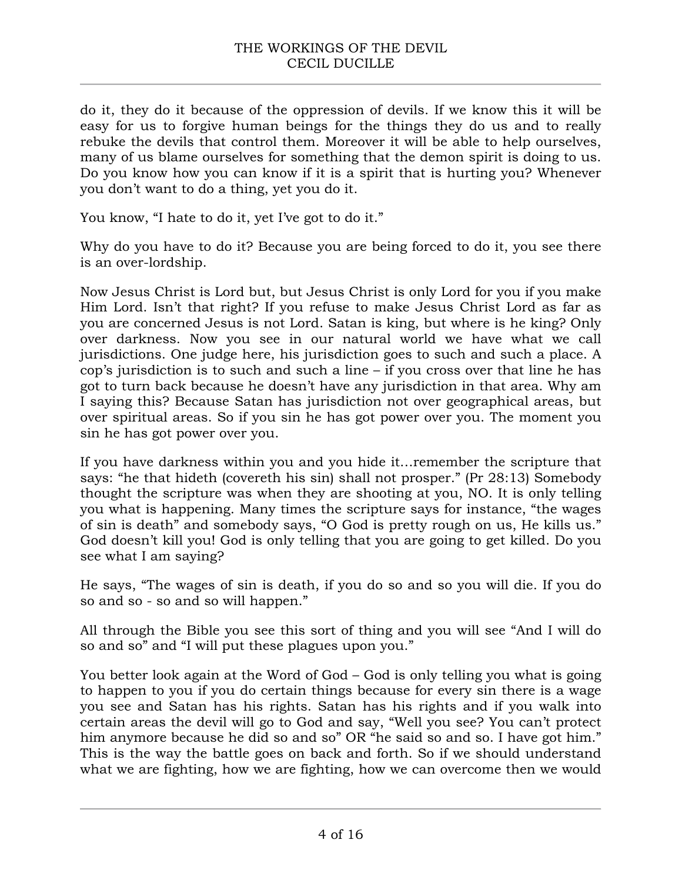do it, they do it because of the oppression of devils. If we know this it will be easy for us to forgive human beings for the things they do us and to really rebuke the devils that control them. Moreover it will be able to help ourselves, many of us blame ourselves for something that the demon spirit is doing to us. Do you know how you can know if it is a spirit that is hurting you? Whenever you don't want to do a thing, yet you do it.

You know, "I hate to do it, yet I've got to do it."

Why do you have to do it? Because you are being forced to do it, you see there is an over-lordship.

Now Jesus Christ is Lord but, but Jesus Christ is only Lord for you if you make Him Lord. Isn't that right? If you refuse to make Jesus Christ Lord as far as you are concerned Jesus is not Lord. Satan is king, but where is he king? Only over darkness. Now you see in our natural world we have what we call jurisdictions. One judge here, his jurisdiction goes to such and such a place. A cop's jurisdiction is to such and such a line – if you cross over that line he has got to turn back because he doesn't have any jurisdiction in that area. Why am I saying this? Because Satan has jurisdiction not over geographical areas, but over spiritual areas. So if you sin he has got power over you. The moment you sin he has got power over you.

If you have darkness within you and you hide it…remember the scripture that says: "he that hideth (covereth his sin) shall not prosper." (Pr 28:13) Somebody thought the scripture was when they are shooting at you, NO. It is only telling you what is happening. Many times the scripture says for instance, "the wages of sin is death" and somebody says, "O God is pretty rough on us, He kills us." God doesn't kill you! God is only telling that you are going to get killed. Do you see what I am saying?

He says, "The wages of sin is death, if you do so and so you will die. If you do so and so - so and so will happen."

All through the Bible you see this sort of thing and you will see "And I will do so and so" and "I will put these plagues upon you."

You better look again at the Word of God – God is only telling you what is going to happen to you if you do certain things because for every sin there is a wage you see and Satan has his rights. Satan has his rights and if you walk into certain areas the devil will go to God and say, "Well you see? You can't protect him anymore because he did so and so" OR "he said so and so. I have got him." This is the way the battle goes on back and forth. So if we should understand what we are fighting, how we are fighting, how we can overcome then we would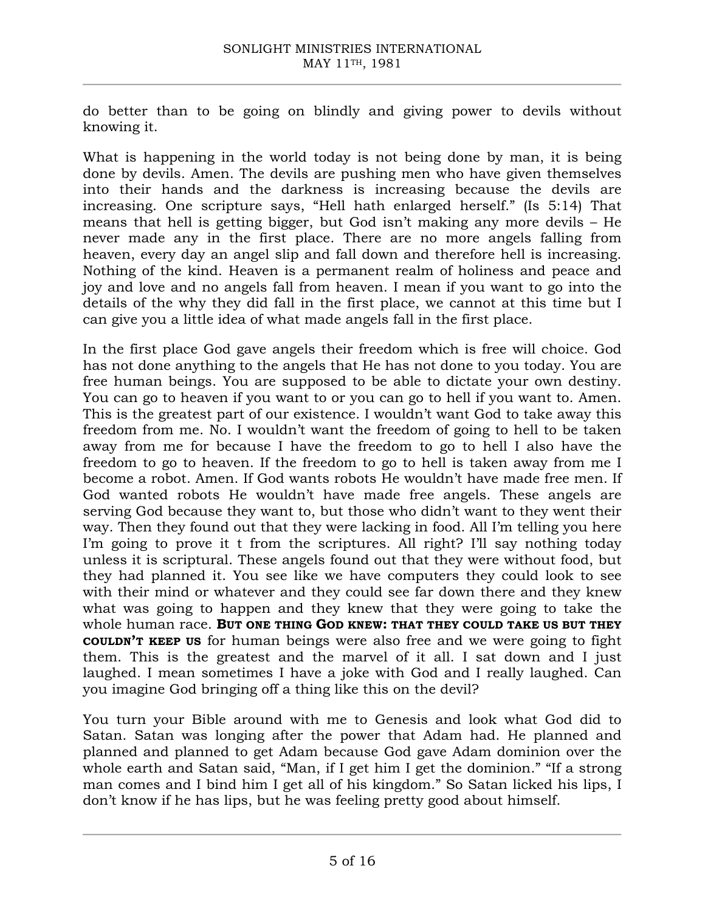do better than to be going on blindly and giving power to devils without knowing it.

What is happening in the world today is not being done by man, it is being done by devils. Amen. The devils are pushing men who have given themselves into their hands and the darkness is increasing because the devils are increasing. One scripture says, "Hell hath enlarged herself." (Is 5:14) That means that hell is getting bigger, but God isn't making any more devils – He never made any in the first place. There are no more angels falling from heaven, every day an angel slip and fall down and therefore hell is increasing. Nothing of the kind. Heaven is a permanent realm of holiness and peace and joy and love and no angels fall from heaven. I mean if you want to go into the details of the why they did fall in the first place, we cannot at this time but I can give you a little idea of what made angels fall in the first place.

In the first place God gave angels their freedom which is free will choice. God has not done anything to the angels that He has not done to you today. You are free human beings. You are supposed to be able to dictate your own destiny. You can go to heaven if you want to or you can go to hell if you want to. Amen. This is the greatest part of our existence. I wouldn't want God to take away this freedom from me. No. I wouldn't want the freedom of going to hell to be taken away from me for because I have the freedom to go to hell I also have the freedom to go to heaven. If the freedom to go to hell is taken away from me I become a robot. Amen. If God wants robots He wouldn't have made free men. If God wanted robots He wouldn't have made free angels. These angels are serving God because they want to, but those who didn't want to they went their way. Then they found out that they were lacking in food. All I'm telling you here I'm going to prove it t from the scriptures. All right? I'll say nothing today unless it is scriptural. These angels found out that they were without food, but they had planned it. You see like we have computers they could look to see with their mind or whatever and they could see far down there and they knew what was going to happen and they knew that they were going to take the whole human race. **BUT ONE THING GOD KNEW: THAT THEY COULD TAKE US BUT THEY COULDN'T KEEP US** for human beings were also free and we were going to fight them. This is the greatest and the marvel of it all. I sat down and I just laughed. I mean sometimes I have a joke with God and I really laughed. Can you imagine God bringing off a thing like this on the devil?

You turn your Bible around with me to Genesis and look what God did to Satan. Satan was longing after the power that Adam had. He planned and planned and planned to get Adam because God gave Adam dominion over the whole earth and Satan said, "Man, if I get him I get the dominion." "If a strong man comes and I bind him I get all of his kingdom." So Satan licked his lips, I don't know if he has lips, but he was feeling pretty good about himself.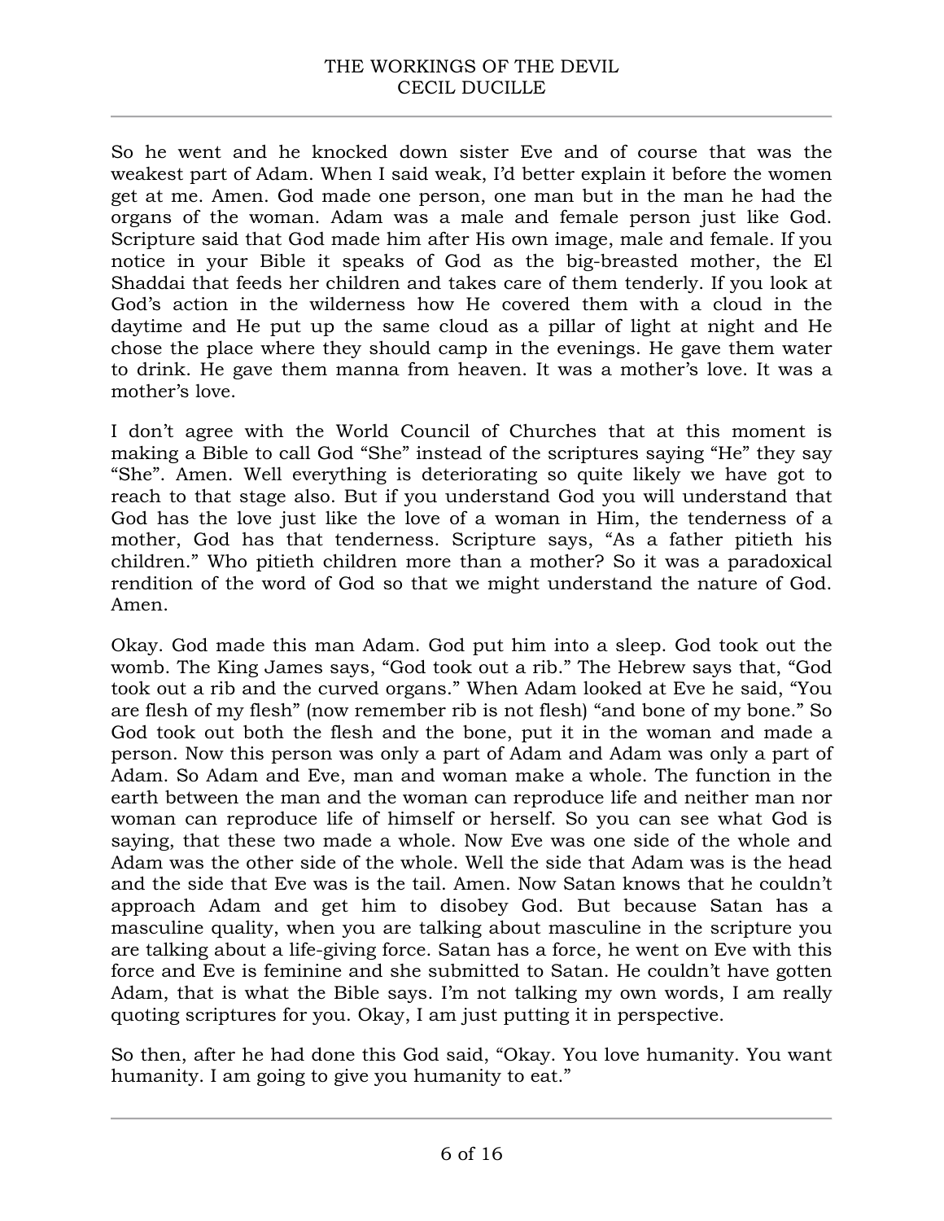So he went and he knocked down sister Eve and of course that was the weakest part of Adam. When I said weak, I'd better explain it before the women get at me. Amen. God made one person, one man but in the man he had the organs of the woman. Adam was a male and female person just like God. Scripture said that God made him after His own image, male and female. If you notice in your Bible it speaks of God as the big-breasted mother, the El Shaddai that feeds her children and takes care of them tenderly. If you look at God's action in the wilderness how He covered them with a cloud in the daytime and He put up the same cloud as a pillar of light at night and He chose the place where they should camp in the evenings. He gave them water to drink. He gave them manna from heaven. It was a mother's love. It was a mother's love.

I don't agree with the World Council of Churches that at this moment is making a Bible to call God "She" instead of the scriptures saying "He" they say "She". Amen. Well everything is deteriorating so quite likely we have got to reach to that stage also. But if you understand God you will understand that God has the love just like the love of a woman in Him, the tenderness of a mother, God has that tenderness. Scripture says, "As a father pitieth his children." Who pitieth children more than a mother? So it was a paradoxical rendition of the word of God so that we might understand the nature of God. Amen.

Okay. God made this man Adam. God put him into a sleep. God took out the womb. The King James says, "God took out a rib." The Hebrew says that, "God took out a rib and the curved organs." When Adam looked at Eve he said, "You are flesh of my flesh" (now remember rib is not flesh) "and bone of my bone." So God took out both the flesh and the bone, put it in the woman and made a person. Now this person was only a part of Adam and Adam was only a part of Adam. So Adam and Eve, man and woman make a whole. The function in the earth between the man and the woman can reproduce life and neither man nor woman can reproduce life of himself or herself. So you can see what God is saying, that these two made a whole. Now Eve was one side of the whole and Adam was the other side of the whole. Well the side that Adam was is the head and the side that Eve was is the tail. Amen. Now Satan knows that he couldn't approach Adam and get him to disobey God. But because Satan has a masculine quality, when you are talking about masculine in the scripture you are talking about a life-giving force. Satan has a force, he went on Eve with this force and Eve is feminine and she submitted to Satan. He couldn't have gotten Adam, that is what the Bible says. I'm not talking my own words, I am really quoting scriptures for you. Okay, I am just putting it in perspective.

So then, after he had done this God said, "Okay. You love humanity. You want humanity. I am going to give you humanity to eat."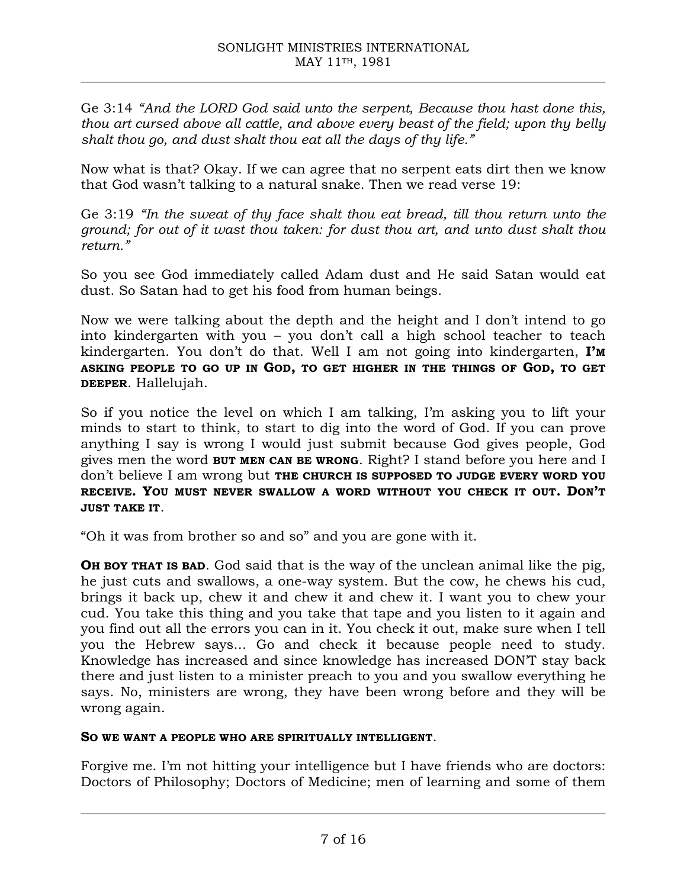Ge 3:14 *"And the LORD God said unto the serpent, Because thou hast done this, thou art cursed above all cattle, and above every beast of the field; upon thy belly shalt thou go, and dust shalt thou eat all the days of thy life."*

Now what is that? Okay. If we can agree that no serpent eats dirt then we know that God wasn't talking to a natural snake. Then we read verse 19:

Ge 3:19 *"In the sweat of thy face shalt thou eat bread, till thou return unto the ground; for out of it wast thou taken: for dust thou art, and unto dust shalt thou return."*

So you see God immediately called Adam dust and He said Satan would eat dust. So Satan had to get his food from human beings.

Now we were talking about the depth and the height and I don't intend to go into kindergarten with you – you don't call a high school teacher to teach kindergarten. You don't do that. Well I am not going into kindergarten, **I'M ASKING PEOPLE TO GO UP IN GOD, TO GET HIGHER IN THE THINGS OF GOD, TO GET DEEPER**. Hallelujah.

So if you notice the level on which I am talking, I'm asking you to lift your minds to start to think, to start to dig into the word of God. If you can prove anything I say is wrong I would just submit because God gives people, God gives men the word **BUT MEN CAN BE WRONG**. Right? I stand before you here and I don't believe I am wrong but **THE CHURCH IS SUPPOSED TO JUDGE EVERY WORD YOU RECEIVE. YOU MUST NEVER SWALLOW A WORD WITHOUT YOU CHECK IT OUT. DON'T JUST TAKE IT**.

"Oh it was from brother so and so" and you are gone with it.

**OH BOY THAT IS BAD**. God said that is the way of the unclean animal like the pig, he just cuts and swallows, a one-way system. But the cow, he chews his cud, brings it back up, chew it and chew it and chew it. I want you to chew your cud. You take this thing and you take that tape and you listen to it again and you find out all the errors you can in it. You check it out, make sure when I tell you the Hebrew says... Go and check it because people need to study. Knowledge has increased and since knowledge has increased DON'T stay back there and just listen to a minister preach to you and you swallow everything he says. No, ministers are wrong, they have been wrong before and they will be wrong again.

**SO WE WANT A PEOPLE WHO ARE SPIRITUALLY INTELLIGENT**.

Forgive me. I'm not hitting your intelligence but I have friends who are doctors: Doctors of Philosophy; Doctors of Medicine; men of learning and some of them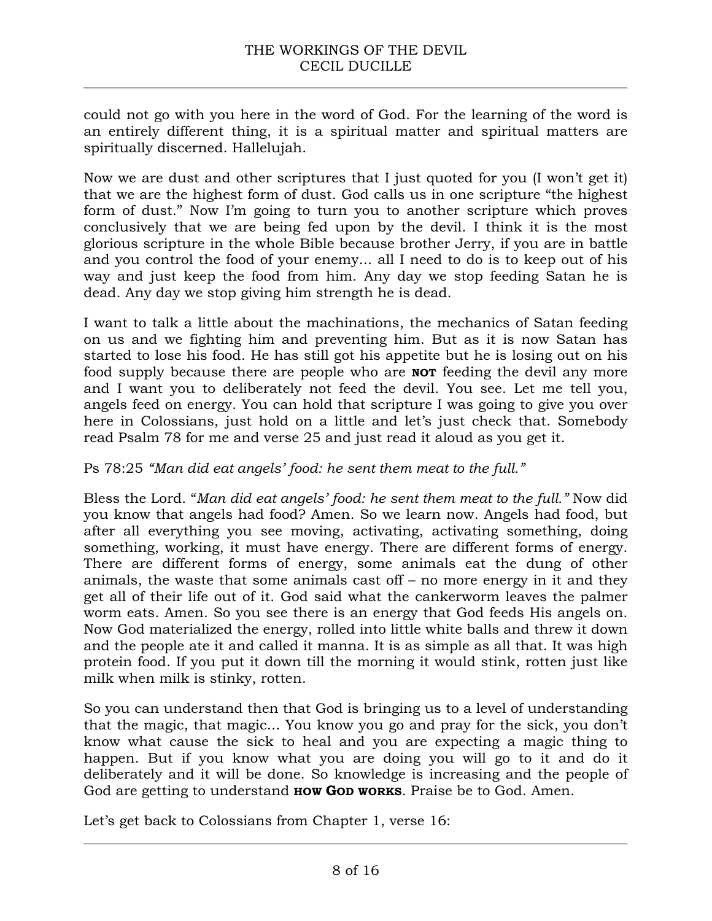could not go with you here in the word of God. For the learning of the word is an entirely different thing, it is a spiritual matter and spiritual matters are spiritually discerned. Hallelujah.

Now we are dust and other scriptures that I just quoted for you (I won't get it) that we are the highest form of dust. God calls us in one scripture "the highest form of dust." Now I'm going to turn you to another scripture which proves conclusively that we are being fed upon by the devil. I think it is the most glorious scripture in the whole Bible because brother Jerry, if you are in battle and you control the food of your enemy... all I need to do is to keep out of his way and just keep the food from him. Any day we stop feeding Satan he is dead. Any day we stop giving him strength he is dead.

I want to talk a little about the machinations, the mechanics of Satan feeding on us and we fighting him and preventing him. But as it is now Satan has started to lose his food. He has still got his appetite but he is losing out on his food supply because there are people who are **NOT** feeding the devil any more and I want you to deliberately not feed the devil. You see. Let me tell you, angels feed on energy. You can hold that scripture I was going to give you over here in Colossians, just hold on a little and let's just check that. Somebody read Psalm 78 for me and verse 25 and just read it aloud as you get it.

Ps 78:25 *"Man did eat angels' food: he sent them meat to the full."*

Bless the Lord. "*Man did eat angels' food: he sent them meat to the full."* Now did you know that angels had food? Amen. So we learn now. Angels had food, but after all everything you see moving, activating, activating something, doing something, working, it must have energy. There are different forms of energy. There are different forms of energy, some animals eat the dung of other animals, the waste that some animals cast off – no more energy in it and they get all of their life out of it. God said what the cankerworm leaves the palmer worm eats. Amen. So you see there is an energy that God feeds His angels on. Now God materialized the energy, rolled into little white balls and threw it down and the people ate it and called it manna. It is as simple as all that. It was high protein food. If you put it down till the morning it would stink, rotten just like milk when milk is stinky, rotten.

So you can understand then that God is bringing us to a level of understanding that the magic, that magic... You know you go and pray for the sick, you don't know what cause the sick to heal and you are expecting a magic thing to happen. But if you know what you are doing you will go to it and do it deliberately and it will be done. So knowledge is increasing and the people of God are getting to understand **HOW GOD WORKS**. Praise be to God. Amen.

Let's get back to Colossians from Chapter 1, verse 16: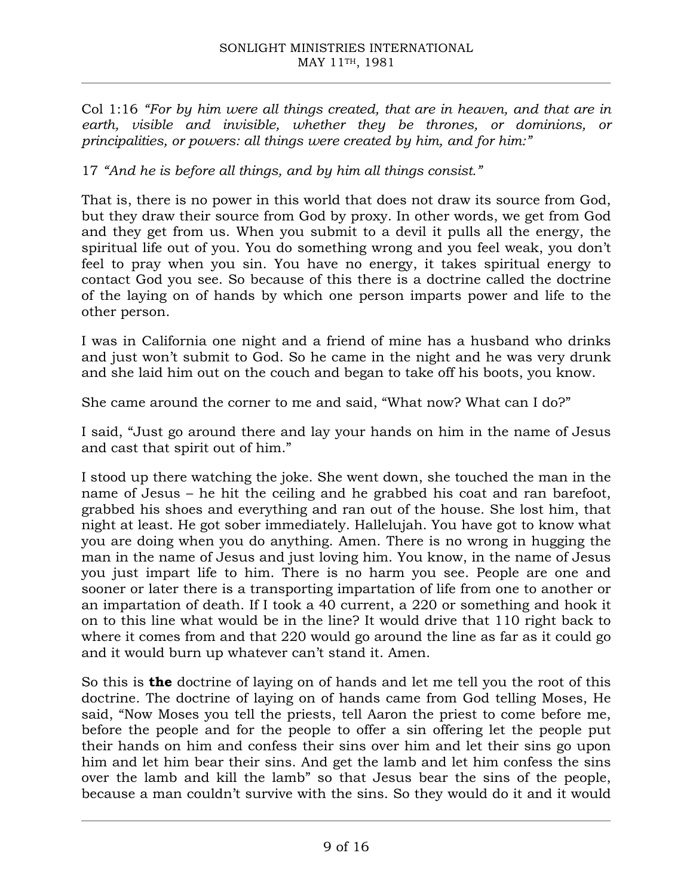Col 1:16 *"For by him were all things created, that are in heaven, and that are in earth, visible and invisible, whether they be thrones, or dominions, or principalities, or powers: all things were created by him, and for him:"*

17 *"And he is before all things, and by him all things consist."*

That is, there is no power in this world that does not draw its source from God, but they draw their source from God by proxy. In other words, we get from God and they get from us. When you submit to a devil it pulls all the energy, the spiritual life out of you. You do something wrong and you feel weak, you don't feel to pray when you sin. You have no energy, it takes spiritual energy to contact God you see. So because of this there is a doctrine called the doctrine of the laying on of hands by which one person imparts power and life to the other person.

I was in California one night and a friend of mine has a husband who drinks and just won't submit to God. So he came in the night and he was very drunk and she laid him out on the couch and began to take off his boots, you know.

She came around the corner to me and said, "What now? What can I do?"

I said, "Just go around there and lay your hands on him in the name of Jesus and cast that spirit out of him."

I stood up there watching the joke. She went down, she touched the man in the name of Jesus – he hit the ceiling and he grabbed his coat and ran barefoot, grabbed his shoes and everything and ran out of the house. She lost him, that night at least. He got sober immediately. Hallelujah. You have got to know what you are doing when you do anything. Amen. There is no wrong in hugging the man in the name of Jesus and just loving him. You know, in the name of Jesus you just impart life to him. There is no harm you see. People are one and sooner or later there is a transporting impartation of life from one to another or an impartation of death. If I took a 40 current, a 220 or something and hook it on to this line what would be in the line? It would drive that 110 right back to where it comes from and that 220 would go around the line as far as it could go and it would burn up whatever can't stand it. Amen.

So this is **the** doctrine of laying on of hands and let me tell you the root of this doctrine. The doctrine of laying on of hands came from God telling Moses, He said, "Now Moses you tell the priests, tell Aaron the priest to come before me, before the people and for the people to offer a sin offering let the people put their hands on him and confess their sins over him and let their sins go upon him and let him bear their sins. And get the lamb and let him confess the sins over the lamb and kill the lamb" so that Jesus bear the sins of the people, because a man couldn't survive with the sins. So they would do it and it would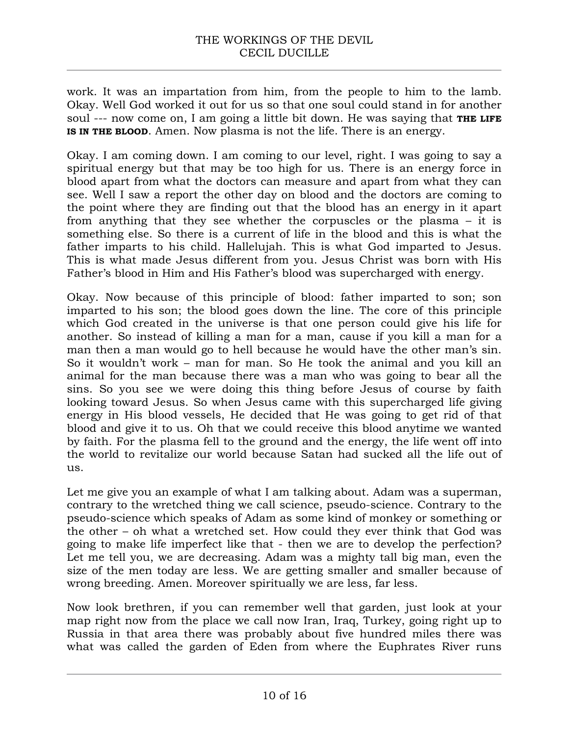work. It was an impartation from him, from the people to him to the lamb. Okay. Well God worked it out for us so that one soul could stand in for another soul --- now come on, I am going a little bit down. He was saying that **THE LIFE IS IN THE BLOOD**. Amen. Now plasma is not the life. There is an energy.

Okay. I am coming down. I am coming to our level, right. I was going to say a spiritual energy but that may be too high for us. There is an energy force in blood apart from what the doctors can measure and apart from what they can see. Well I saw a report the other day on blood and the doctors are coming to the point where they are finding out that the blood has an energy in it apart from anything that they see whether the corpuscles or the plasma – it is something else. So there is a current of life in the blood and this is what the father imparts to his child. Hallelujah. This is what God imparted to Jesus. This is what made Jesus different from you. Jesus Christ was born with His Father's blood in Him and His Father's blood was supercharged with energy.

Okay. Now because of this principle of blood: father imparted to son; son imparted to his son; the blood goes down the line. The core of this principle which God created in the universe is that one person could give his life for another. So instead of killing a man for a man, cause if you kill a man for a man then a man would go to hell because he would have the other man's sin. So it wouldn't work – man for man. So He took the animal and you kill an animal for the man because there was a man who was going to bear all the sins. So you see we were doing this thing before Jesus of course by faith looking toward Jesus. So when Jesus came with this supercharged life giving energy in His blood vessels, He decided that He was going to get rid of that blood and give it to us. Oh that we could receive this blood anytime we wanted by faith. For the plasma fell to the ground and the energy, the life went off into the world to revitalize our world because Satan had sucked all the life out of us.

Let me give you an example of what I am talking about. Adam was a superman, contrary to the wretched thing we call science, pseudo-science. Contrary to the pseudo-science which speaks of Adam as some kind of monkey or something or the other – oh what a wretched set. How could they ever think that God was going to make life imperfect like that - then we are to develop the perfection? Let me tell you, we are decreasing. Adam was a mighty tall big man, even the size of the men today are less. We are getting smaller and smaller because of wrong breeding. Amen. Moreover spiritually we are less, far less.

Now look brethren, if you can remember well that garden, just look at your map right now from the place we call now Iran, Iraq, Turkey, going right up to Russia in that area there was probably about five hundred miles there was what was called the garden of Eden from where the Euphrates River runs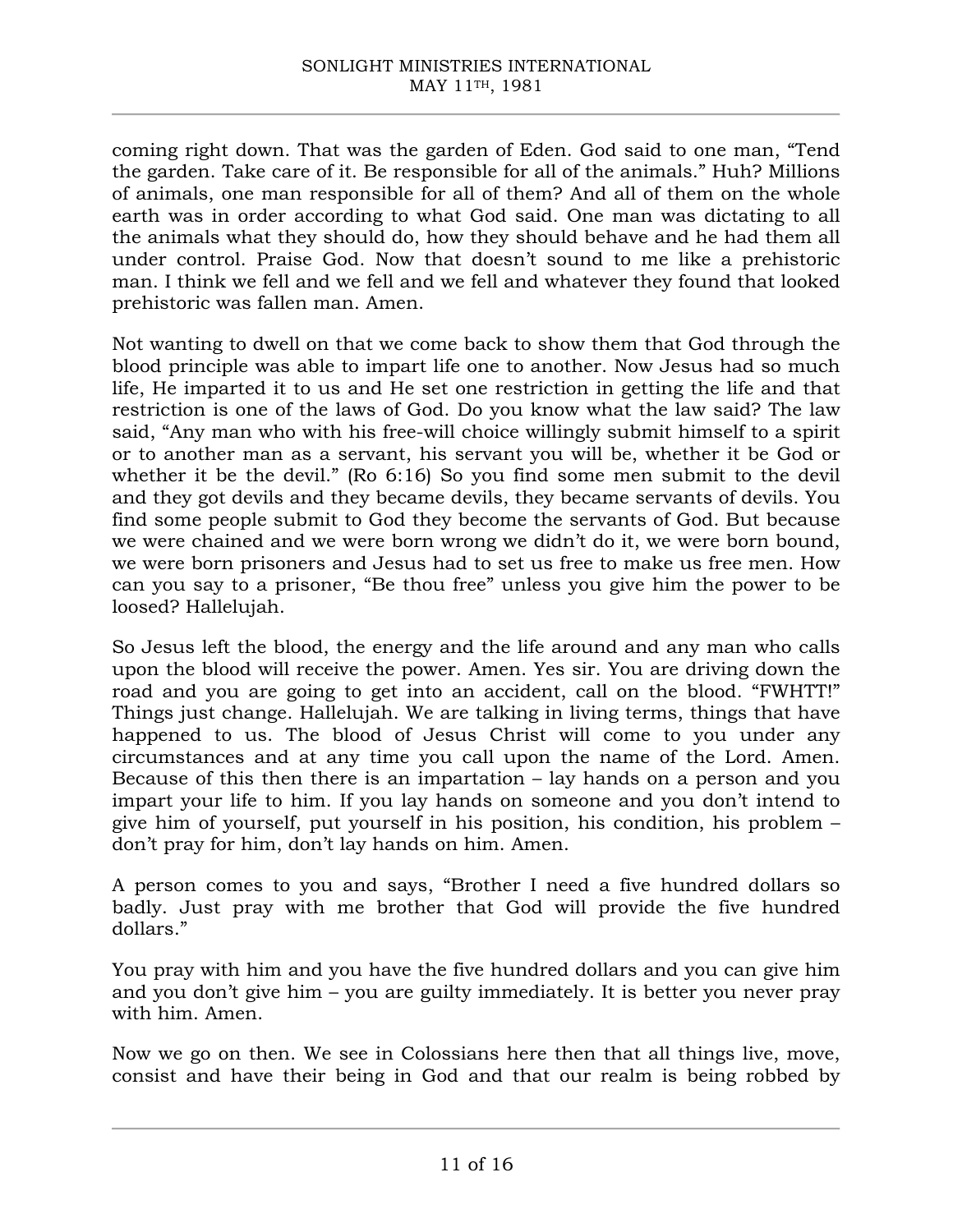coming right down. That was the garden of Eden. God said to one man, "Tend the garden. Take care of it. Be responsible for all of the animals." Huh? Millions of animals, one man responsible for all of them? And all of them on the whole earth was in order according to what God said. One man was dictating to all the animals what they should do, how they should behave and he had them all under control. Praise God. Now that doesn't sound to me like a prehistoric man. I think we fell and we fell and we fell and whatever they found that looked prehistoric was fallen man. Amen.

Not wanting to dwell on that we come back to show them that God through the blood principle was able to impart life one to another. Now Jesus had so much life, He imparted it to us and He set one restriction in getting the life and that restriction is one of the laws of God. Do you know what the law said? The law said, "Any man who with his free-will choice willingly submit himself to a spirit or to another man as a servant, his servant you will be, whether it be God or whether it be the devil." (Ro 6:16) So you find some men submit to the devil and they got devils and they became devils, they became servants of devils. You find some people submit to God they become the servants of God. But because we were chained and we were born wrong we didn't do it, we were born bound, we were born prisoners and Jesus had to set us free to make us free men. How can you say to a prisoner, "Be thou free" unless you give him the power to be loosed? Hallelujah.

So Jesus left the blood, the energy and the life around and any man who calls upon the blood will receive the power. Amen. Yes sir. You are driving down the road and you are going to get into an accident, call on the blood. "FWHTT!" Things just change. Hallelujah. We are talking in living terms, things that have happened to us. The blood of Jesus Christ will come to you under any circumstances and at any time you call upon the name of the Lord. Amen. Because of this then there is an impartation – lay hands on a person and you impart your life to him. If you lay hands on someone and you don't intend to give him of yourself, put yourself in his position, his condition, his problem – don't pray for him, don't lay hands on him. Amen.

A person comes to you and says, "Brother I need a five hundred dollars so badly. Just pray with me brother that God will provide the five hundred dollars."

You pray with him and you have the five hundred dollars and you can give him and you don't give him – you are guilty immediately. It is better you never pray with him. Amen.

Now we go on then. We see in Colossians here then that all things live, move, consist and have their being in God and that our realm is being robbed by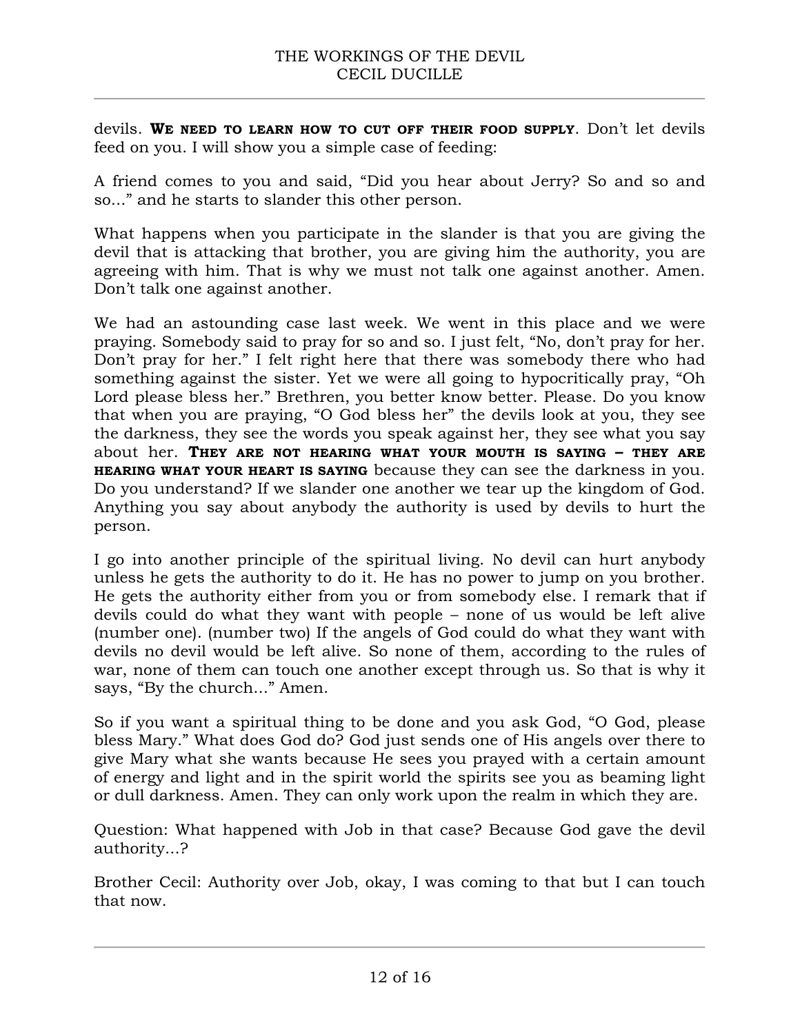devils. **We need to learn how to cut off their food supply**. Don't let devils feed on you. I will show you a simple case of feeding:

A friend comes to you and said, "Did you hear about Jerry? So and so and so..." and he starts to slander this other person.

What happens when you participate in the slander is that you are giving the devil that is attacking that brother, you are giving him the authority, you are agreeing with him. That is why we must not talk one against another. Amen. Don't talk one against another.

We had an astounding case last week. We went in this place and we were praying. Somebody said to pray for so and so. I just felt, "No, don't pray for her. Don't pray for her." I felt right here that there was somebody there who had something against the sister. Yet we were all going to hypocritically pray, "Oh Lord please bless her." Brethren, you better know better. Please. Do you know that when you are praying, "O God bless her" the devils look at you, they see the darkness, they see the words you speak against her, they see what you say about her. **They are not hearing what your mouth is saying – they are hearing what your heart is saying** because they can see the darkness in you. Do you understand? If we slander one another we tear up the kingdom of God. Anything you say about anybody the authority is used by devils to hurt the person.

I go into another principle of the spiritual living. No devil can hurt anybody unless he gets the authority to do it. He has no power to jump on you brother. He gets the authority either from you or from somebody else. I remark that if devils could do what they want with people – none of us would be left alive (number one). (number two) If the angels of God could do what they want with devils no devil would be left alive. So none of them, according to the rules of war, none of them can touch one another except through us. So that is why it says, "By the church..." Amen.

So if you want a spiritual thing to be done and you ask God, "O God, please bless Mary." What does God do? God just sends one of His angels over there to give Mary what she wants because He sees you prayed with a certain amount of energy and light and in the spirit world the spirits see you as beaming light or dull darkness. Amen. They can only work upon the realm in which they are.

Question: What happened with Job in that case? Because God gave the devil authority...?

Brother Cecil: Authority over Job, okay, I was coming to that but I can touch that now.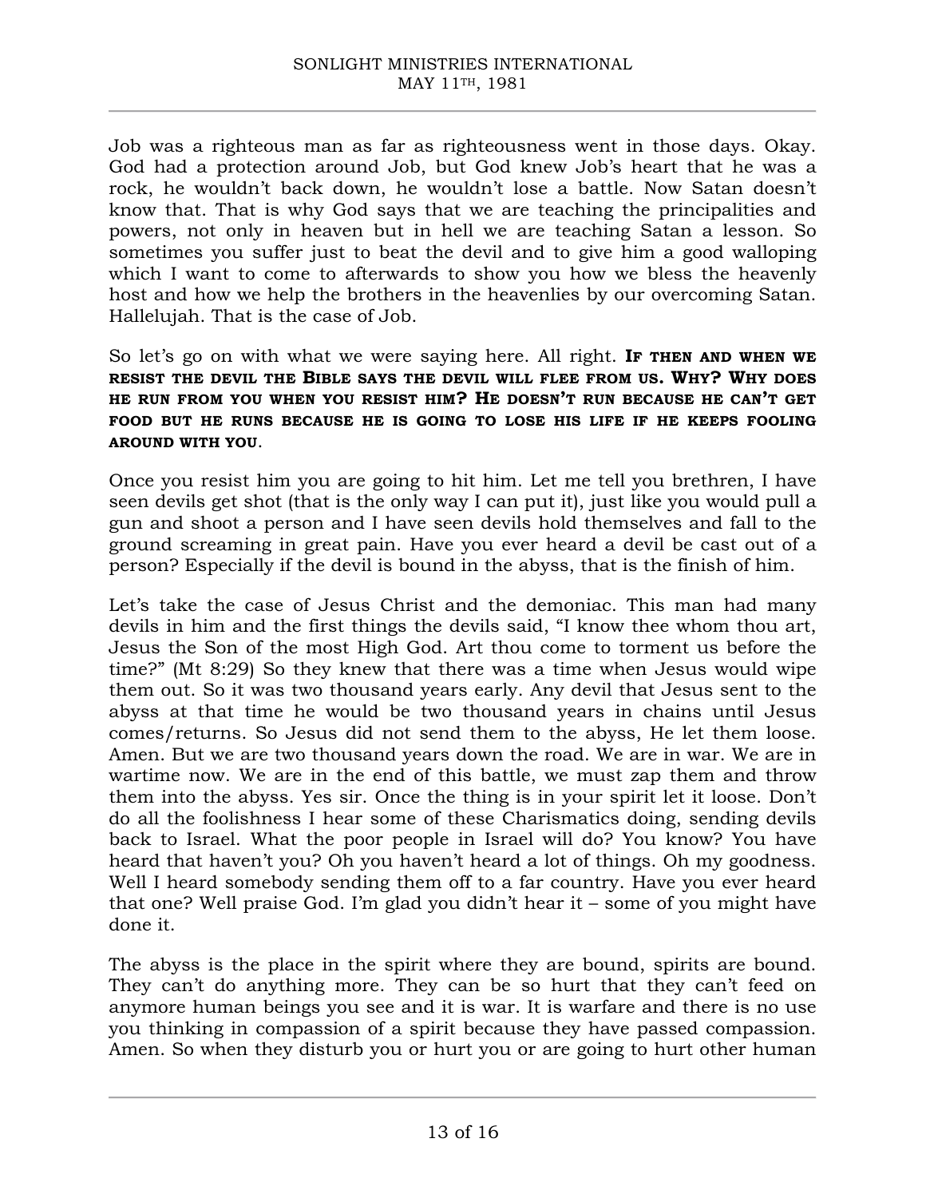Job was a righteous man as far as righteousness went in those days. Okay. God had a protection around Job, but God knew Job's heart that he was a rock, he wouldn't back down, he wouldn't lose a battle. Now Satan doesn't know that. That is why God says that we are teaching the principalities and powers, not only in heaven but in hell we are teaching Satan a lesson. So sometimes you suffer just to beat the devil and to give him a good walloping which I want to come to afterwards to show you how we bless the heavenly host and how we help the brothers in the heavenlies by our overcoming Satan. Hallelujah. That is the case of Job.

So let's go on with what we were saying here. All right. **IF THEN AND WHEN WE RESIST THE DEVIL THE BIBLE SAYS THE DEVIL WILL FLEE FROM US. WHY? WHY DOES HE RUN FROM YOU WHEN YOU RESIST HIM? HE DOESN'T RUN BECAUSE HE CAN'T GET FOOD BUT HE RUNS BECAUSE HE IS GOING TO LOSE HIS LIFE IF HE KEEPS FOOLING AROUND WITH YOU**.

Once you resist him you are going to hit him. Let me tell you brethren, I have seen devils get shot (that is the only way I can put it), just like you would pull a gun and shoot a person and I have seen devils hold themselves and fall to the ground screaming in great pain. Have you ever heard a devil be cast out of a person? Especially if the devil is bound in the abyss, that is the finish of him.

Let's take the case of Jesus Christ and the demoniac. This man had many devils in him and the first things the devils said, "I know thee whom thou art, Jesus the Son of the most High God. Art thou come to torment us before the time?" (Mt 8:29) So they knew that there was a time when Jesus would wipe them out. So it was two thousand years early. Any devil that Jesus sent to the abyss at that time he would be two thousand years in chains until Jesus comes/returns. So Jesus did not send them to the abyss, He let them loose. Amen. But we are two thousand years down the road. We are in war. We are in wartime now. We are in the end of this battle, we must zap them and throw them into the abyss. Yes sir. Once the thing is in your spirit let it loose. Don't do all the foolishness I hear some of these Charismatics doing, sending devils back to Israel. What the poor people in Israel will do? You know? You have heard that haven't you? Oh you haven't heard a lot of things. Oh my goodness. Well I heard somebody sending them off to a far country. Have you ever heard that one? Well praise God. I'm glad you didn't hear it – some of you might have done it.

The abyss is the place in the spirit where they are bound, spirits are bound. They can't do anything more. They can be so hurt that they can't feed on anymore human beings you see and it is war. It is warfare and there is no use you thinking in compassion of a spirit because they have passed compassion. Amen. So when they disturb you or hurt you or are going to hurt other human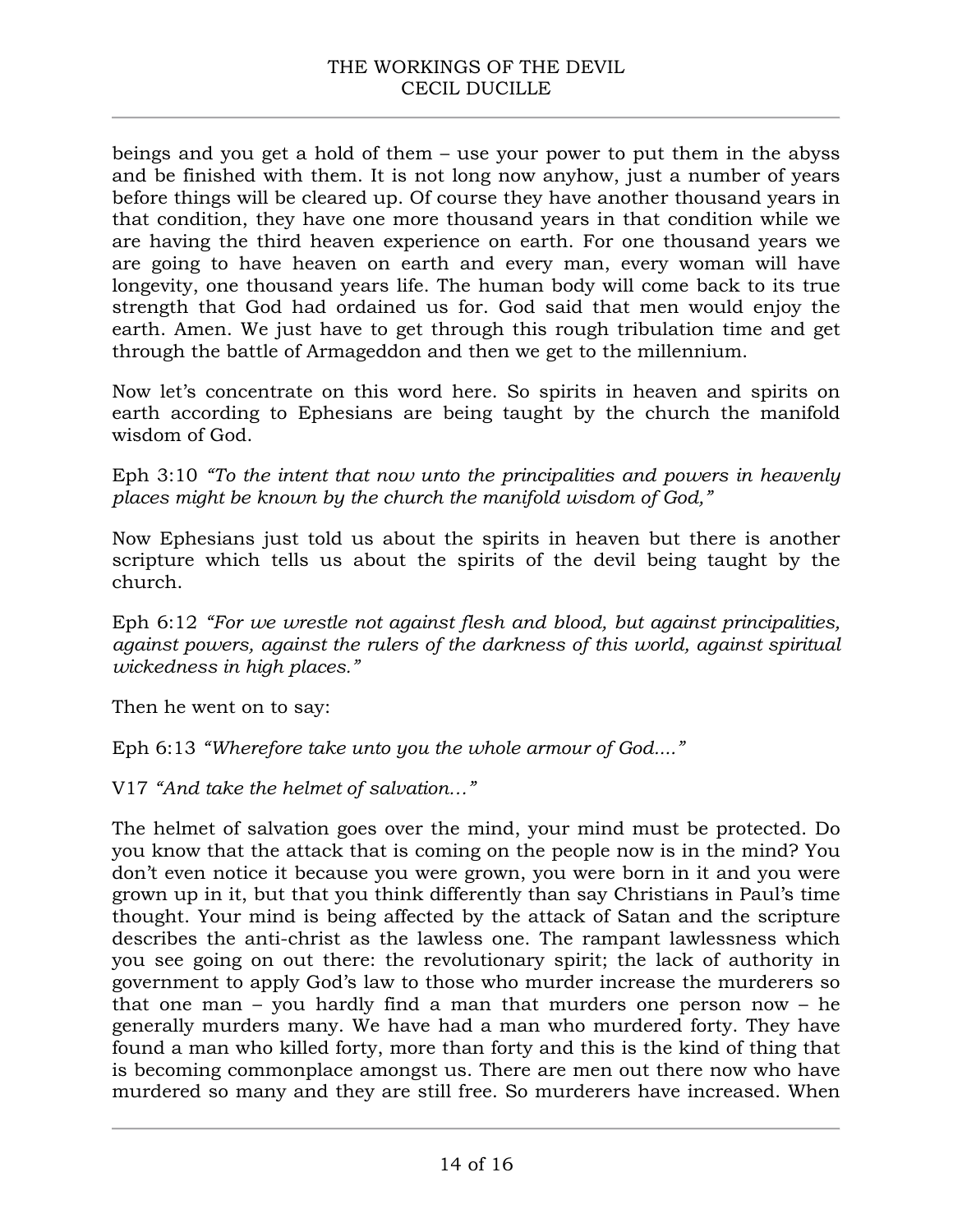beings and you get a hold of them – use your power to put them in the abyss and be finished with them. It is not long now anyhow, just a number of years before things will be cleared up. Of course they have another thousand years in that condition, they have one more thousand years in that condition while we are having the third heaven experience on earth. For one thousand years we are going to have heaven on earth and every man, every woman will have longevity, one thousand years life. The human body will come back to its true strength that God had ordained us for. God said that men would enjoy the earth. Amen. We just have to get through this rough tribulation time and get through the battle of Armageddon and then we get to the millennium.

Now let's concentrate on this word here. So spirits in heaven and spirits on earth according to Ephesians are being taught by the church the manifold wisdom of God.

Eph 3:10 *"To the intent that now unto the principalities and powers in heavenly places might be known by the church the manifold wisdom of God,"*

Now Ephesians just told us about the spirits in heaven but there is another scripture which tells us about the spirits of the devil being taught by the church.

Eph 6:12 *"For we wrestle not against flesh and blood, but against principalities, against powers, against the rulers of the darkness of this world, against spiritual wickedness in high places."*

Then he went on to say:

Eph 6:13 *"Wherefore take unto you the whole armour of God...."*

V17 *"And take the helmet of salvation..."*

The helmet of salvation goes over the mind, your mind must be protected. Do you know that the attack that is coming on the people now is in the mind? You don't even notice it because you were grown, you were born in it and you were grown up in it, but that you think differently than say Christians in Paul's time thought. Your mind is being affected by the attack of Satan and the scripture describes the anti-christ as the lawless one. The rampant lawlessness which you see going on out there: the revolutionary spirit; the lack of authority in government to apply God's law to those who murder increase the murderers so that one man – you hardly find a man that murders one person now – he generally murders many. We have had a man who murdered forty. They have found a man who killed forty, more than forty and this is the kind of thing that is becoming commonplace amongst us. There are men out there now who have murdered so many and they are still free. So murderers have increased. When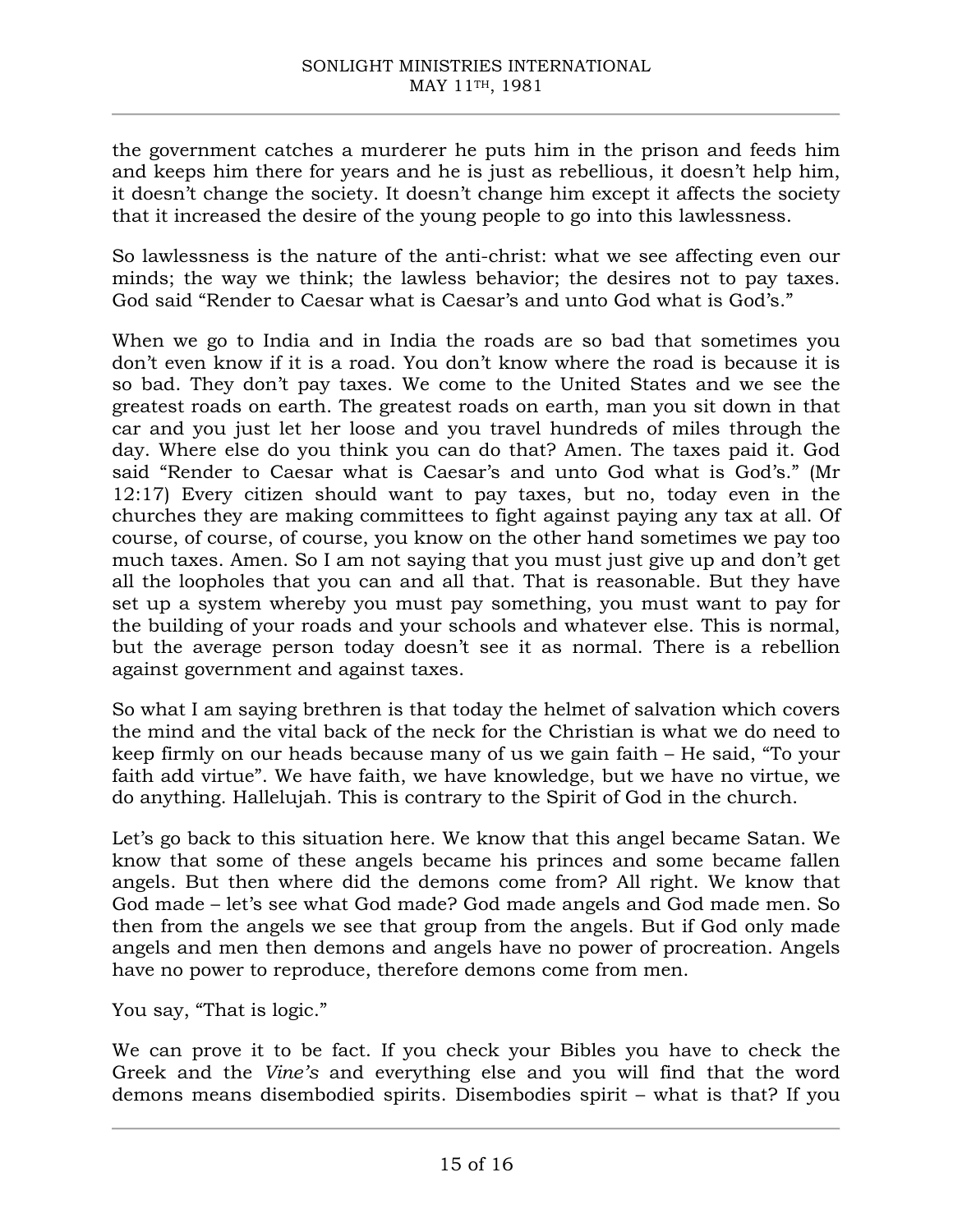the government catches a murderer he puts him in the prison and feeds him and keeps him there for years and he is just as rebellious, it doesn't help him, it doesn't change the society. It doesn't change him except it affects the society that it increased the desire of the young people to go into this lawlessness.

So lawlessness is the nature of the anti-christ: what we see affecting even our minds; the way we think; the lawless behavior; the desires not to pay taxes. God said "Render to Caesar what is Caesar's and unto God what is God's."

When we go to India and in India the roads are so bad that sometimes you don't even know if it is a road. You don't know where the road is because it is so bad. They don't pay taxes. We come to the United States and we see the greatest roads on earth. The greatest roads on earth, man you sit down in that car and you just let her loose and you travel hundreds of miles through the day. Where else do you think you can do that? Amen. The taxes paid it. God said "Render to Caesar what is Caesar's and unto God what is God's." (Mr 12:17) Every citizen should want to pay taxes, but no, today even in the churches they are making committees to fight against paying any tax at all. Of course, of course, of course, you know on the other hand sometimes we pay too much taxes. Amen. So I am not saying that you must just give up and don't get all the loopholes that you can and all that. That is reasonable. But they have set up a system whereby you must pay something, you must want to pay for the building of your roads and your schools and whatever else. This is normal, but the average person today doesn't see it as normal. There is a rebellion against government and against taxes.

So what I am saying brethren is that today the helmet of salvation which covers the mind and the vital back of the neck for the Christian is what we do need to keep firmly on our heads because many of us we gain faith – He said, "To your faith add virtue". We have faith, we have knowledge, but we have no virtue, we do anything. Hallelujah. This is contrary to the Spirit of God in the church.

Let's go back to this situation here. We know that this angel became Satan. We know that some of these angels became his princes and some became fallen angels. But then where did the demons come from? All right. We know that God made – let's see what God made? God made angels and God made men. So then from the angels we see that group from the angels. But if God only made angels and men then demons and angels have no power of procreation. Angels have no power to reproduce, therefore demons come from men.

You say, "That is logic."

We can prove it to be fact. If you check your Bibles you have to check the Greek and the *Vine's* and everything else and you will find that the word demons means disembodied spirits. Disembodies spirit – what is that? If you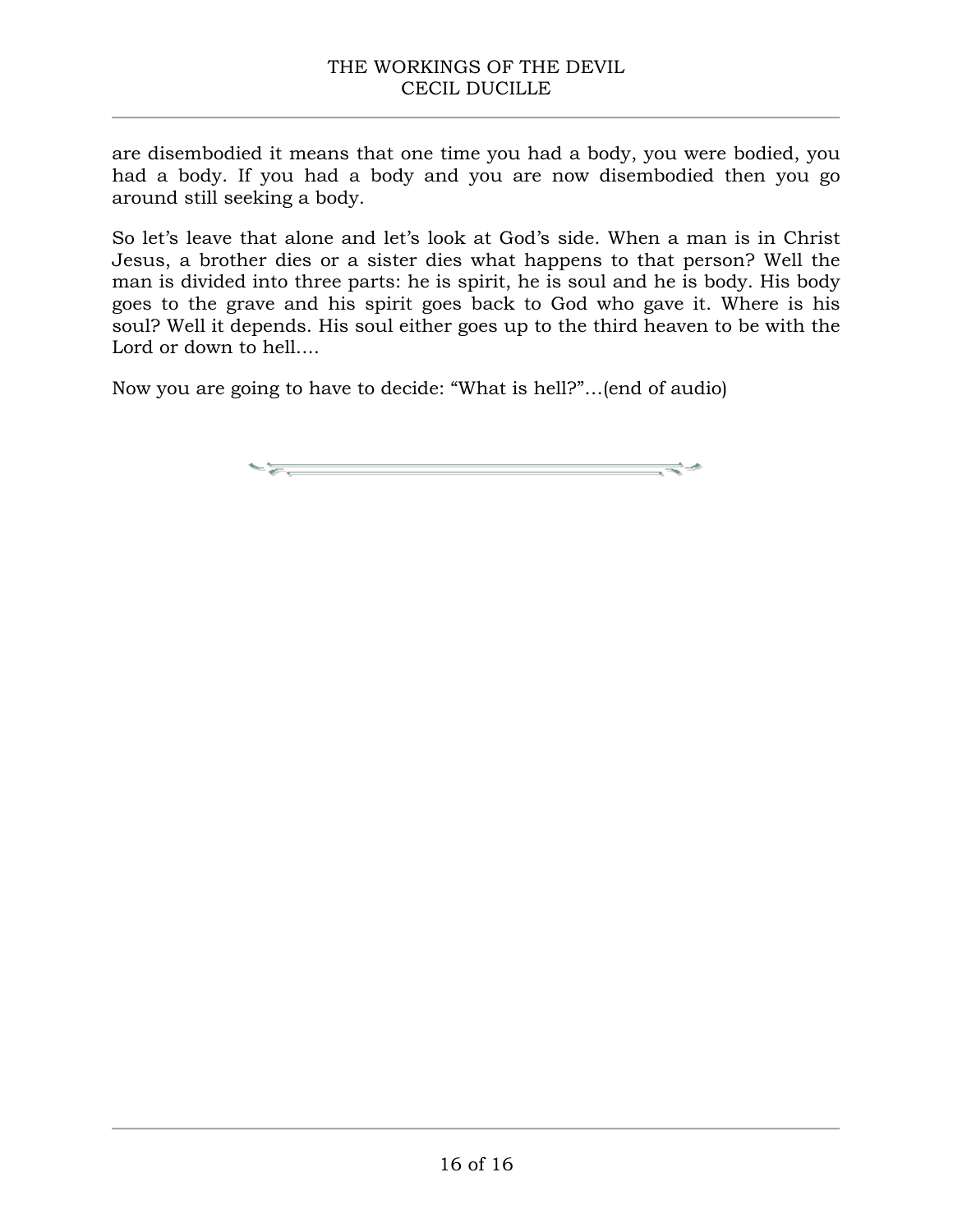are disembodied it means that one time you had a body, you were bodied, you had a body. If you had a body and you are now disembodied then you go around still seeking a body.

So let's leave that alone and let's look at God's side. When a man is in Christ Jesus, a brother dies or a sister dies what happens to that person? Well the man is divided into three parts: he is spirit, he is soul and he is body. His body goes to the grave and his spirit goes back to God who gave it. Where is his soul? Well it depends. His soul either goes up to the third heaven to be with the Lord or down to hell….

Now you are going to have to decide: "What is hell?"…(end of audio)